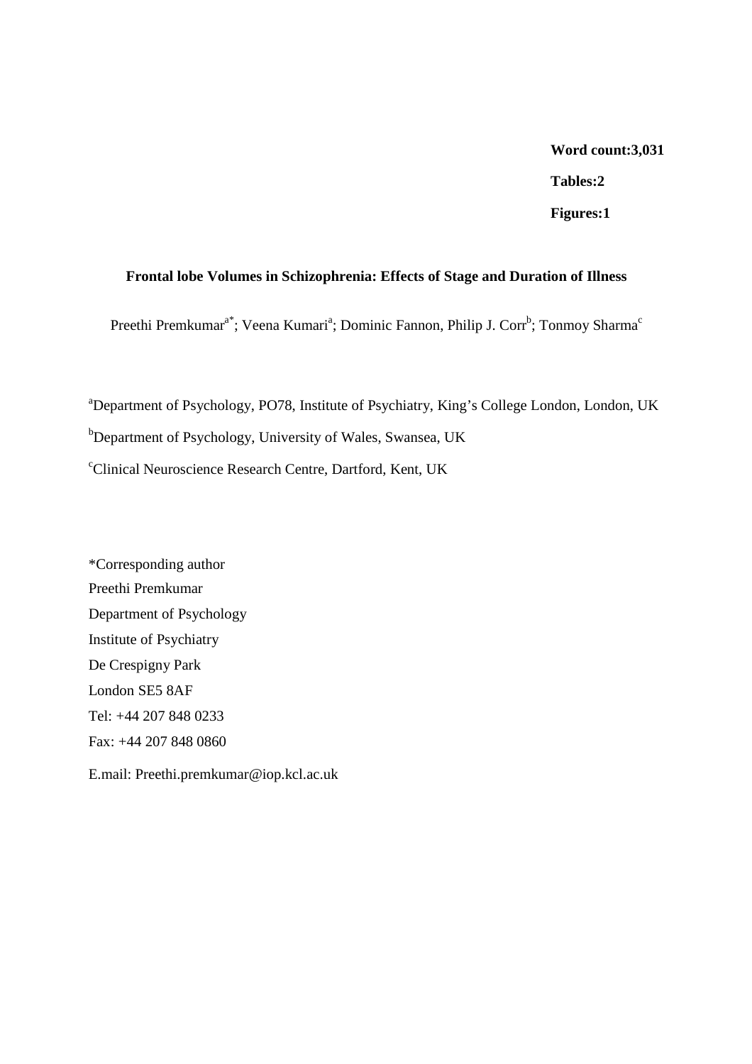**Word count:3,031**

**Tables:2**

**Figures:1**

# Frontal lobe Volumes in Schizophrenia: Effects of Stage and Duration of Illness

Preethi Premkumar[a*]; Veena Kumari[a]; Dominic Fannon, Philip J. Corr[b]; Tonmoy Sharma[c]

[a]Department of Psychology, PO78, Institute of Psychiatry, King's College London, London, UK

[b]Department of Psychology, University of Wales, Swansea, UK

[c]Clinical Neuroscience Research Centre, Dartford, Kent, UK

*Corresponding author
Preethi Premkumar
Department of Psychology
Institute of Psychiatry
De Crespigny Park
London SE5 8AF
Tel: +44 207 848 0233
Fax: +44 207 848 0860

E.mail: Preethi.premkumar@iop.kcl.ac.uk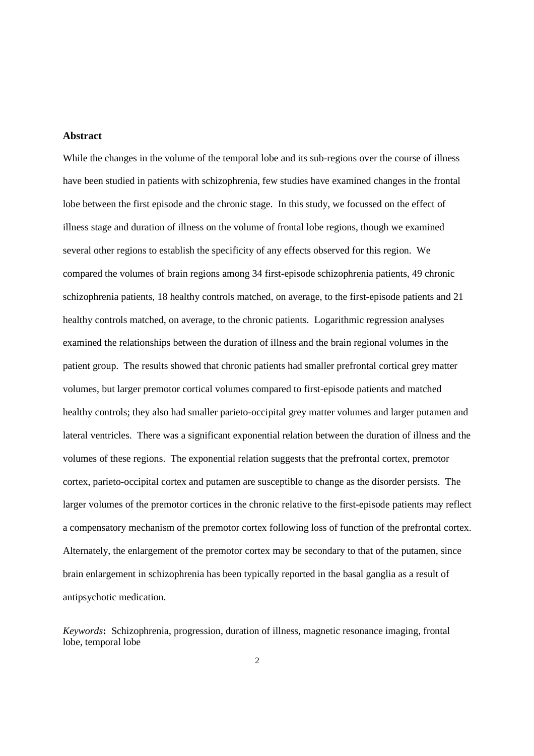## Abstract

While the changes in the volume of the temporal lobe and its sub-regions over the course of illness have been studied in patients with schizophrenia, few studies have examined changes in the frontal lobe between the first episode and the chronic stage. In this study, we focussed on the effect of illness stage and duration of illness on the volume of frontal lobe regions, though we examined several other regions to establish the specificity of any effects observed for this region. We compared the volumes of brain regions among 34 first-episode schizophrenia patients, 49 chronic schizophrenia patients, 18 healthy controls matched, on average, to the first-episode patients and 21 healthy controls matched, on average, to the chronic patients. Logarithmic regression analyses examined the relationships between the duration of illness and the brain regional volumes in the patient group. The results showed that chronic patients had smaller prefrontal cortical grey matter volumes, but larger premotor cortical volumes compared to first-episode patients and matched healthy controls; they also had smaller parieto-occipital grey matter volumes and larger putamen and lateral ventricles. There was a significant exponential relation between the duration of illness and the volumes of these regions. The exponential relation suggests that the prefrontal cortex, premotor cortex, parieto-occipital cortex and putamen are susceptible to change as the disorder persists. The larger volumes of the premotor cortices in the chronic relative to the first-episode patients may reflect a compensatory mechanism of the premotor cortex following loss of function of the prefrontal cortex. Alternately, the enlargement of the premotor cortex may be secondary to that of the putamen, since brain enlargement in schizophrenia has been typically reported in the basal ganglia as a result of antipsychotic medication.

*Keywords***:** Schizophrenia, progression, duration of illness, magnetic resonance imaging, frontal lobe, temporal lobe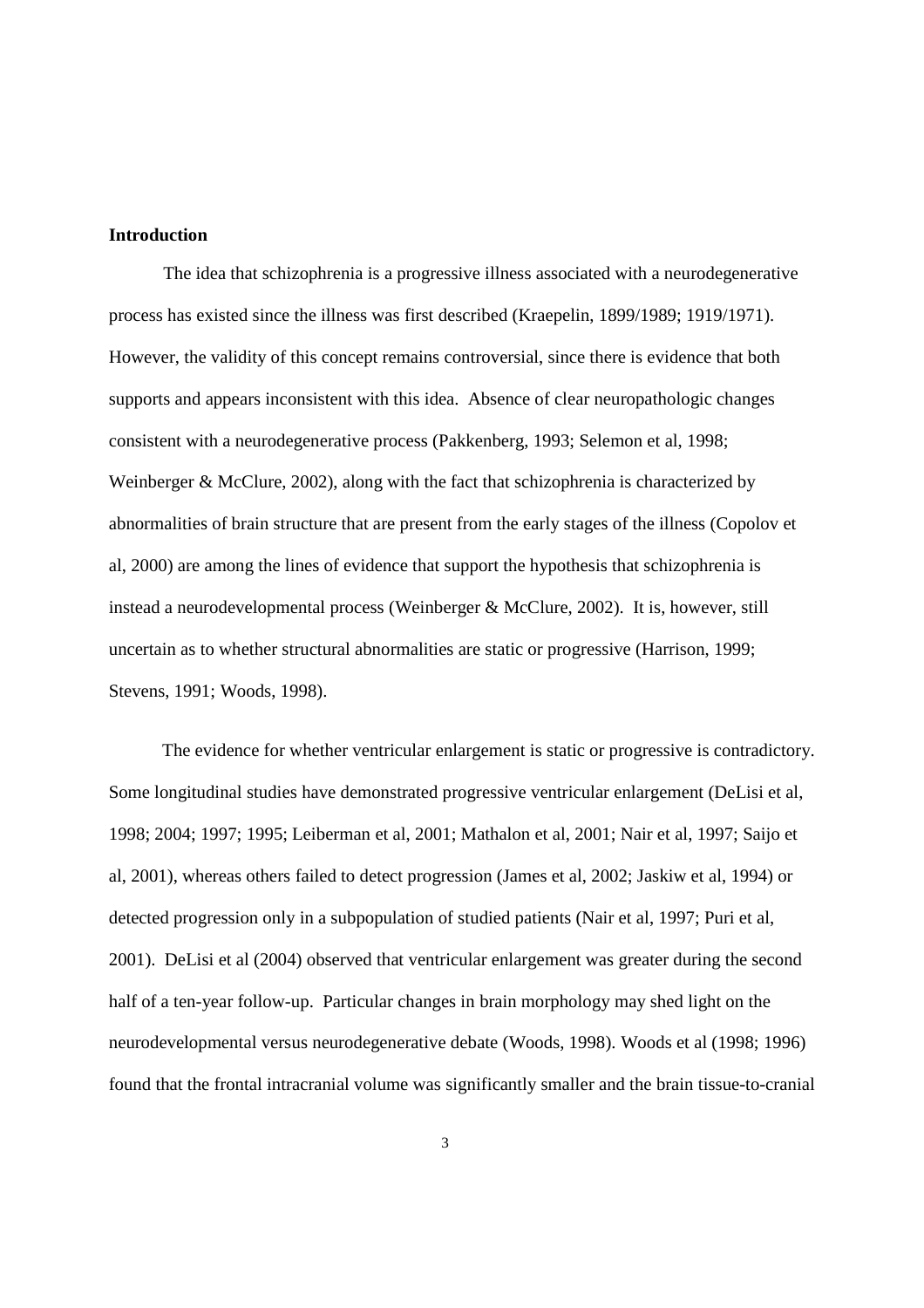**Introduction**

The idea that schizophrenia is a progressive illness associated with a neurodegenerative process has existed since the illness was first described (Kraepelin, 1899/1989; 1919/1971). However, the validity of this concept remains controversial, since there is evidence that both supports and appears inconsistent with this idea. Absence of clear neuropathologic changes consistent with a neurodegenerative process (Pakkenberg, 1993; Selemon et al, 1998; Weinberger & McClure, 2002), along with the fact that schizophrenia is characterized by abnormalities of brain structure that are present from the early stages of the illness (Copolov et al, 2000) are among the lines of evidence that support the hypothesis that schizophrenia is instead a neurodevelopmental process (Weinberger & McClure, 2002). It is, however, still uncertain as to whether structural abnormalities are static or progressive (Harrison, 1999; Stevens, 1991; Woods, 1998).

The evidence for whether ventricular enlargement is static or progressive is contradictory. Some longitudinal studies have demonstrated progressive ventricular enlargement (DeLisi et al, 1998; 2004; 1997; 1995; Leiberman et al, 2001; Mathalon et al, 2001; Nair et al, 1997; Saijo et al, 2001), whereas others failed to detect progression (James et al, 2002; Jaskiw et al, 1994) or detected progression only in a subpopulation of studied patients (Nair et al, 1997; Puri et al, 2001). DeLisi et al (2004) observed that ventricular enlargement was greater during the second half of a ten-year follow-up. Particular changes in brain morphology may shed light on the neurodevelopmental versus neurodegenerative debate (Woods, 1998). Woods et al (1998; 1996) found that the frontal intracranial volume was significantly smaller and the brain tissue-to-cranial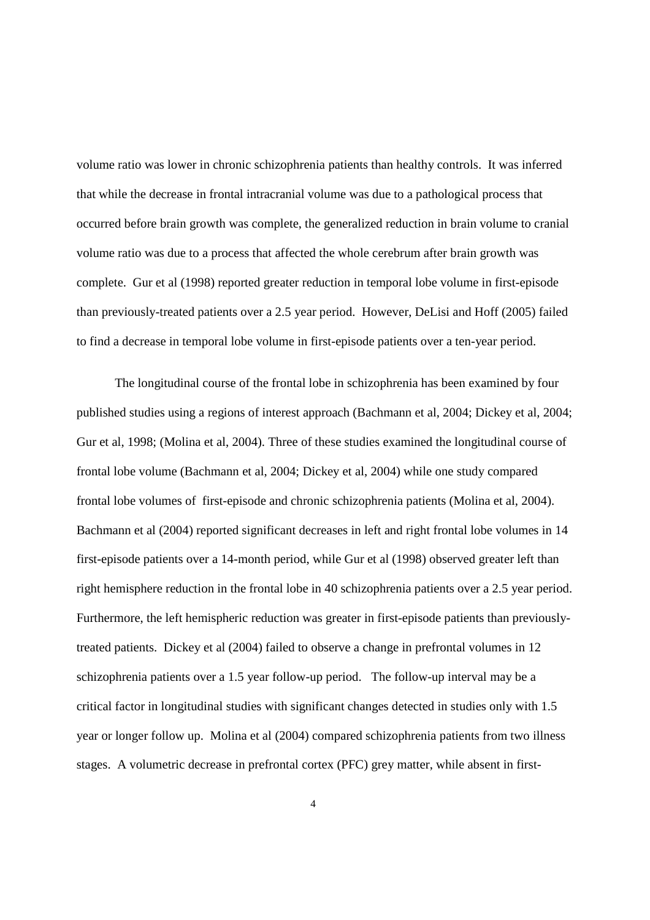volume ratio was lower in chronic schizophrenia patients than healthy controls. It was inferred that while the decrease in frontal intracranial volume was due to a pathological process that occurred before brain growth was complete, the generalized reduction in brain volume to cranial volume ratio was due to a process that affected the whole cerebrum after brain growth was complete. Gur et al (1998) reported greater reduction in temporal lobe volume in first-episode than previously-treated patients over a 2.5 year period. However, DeLisi and Hoff (2005) failed to find a decrease in temporal lobe volume in first-episode patients over a ten-year period.

The longitudinal course of the frontal lobe in schizophrenia has been examined by four published studies using a regions of interest approach (Bachmann et al, 2004; Dickey et al, 2004; Gur et al, 1998; (Molina et al, 2004). Three of these studies examined the longitudinal course of frontal lobe volume (Bachmann et al, 2004; Dickey et al, 2004) while one study compared frontal lobe volumes of first-episode and chronic schizophrenia patients (Molina et al, 2004). Bachmann et al (2004) reported significant decreases in left and right frontal lobe volumes in 14 first-episode patients over a 14-month period, while Gur et al (1998) observed greater left than right hemisphere reduction in the frontal lobe in 40 schizophrenia patients over a 2.5 year period. Furthermore, the left hemispheric reduction was greater in first-episode patients than previously-treated patients. Dickey et al (2004) failed to observe a change in prefrontal volumes in 12 schizophrenia patients over a 1.5 year follow-up period. The follow-up interval may be a critical factor in longitudinal studies with significant changes detected in studies only with 1.5 year or longer follow up. Molina et al (2004) compared schizophrenia patients from two illness stages. A volumetric decrease in prefrontal cortex (PFC) grey matter, while absent in first-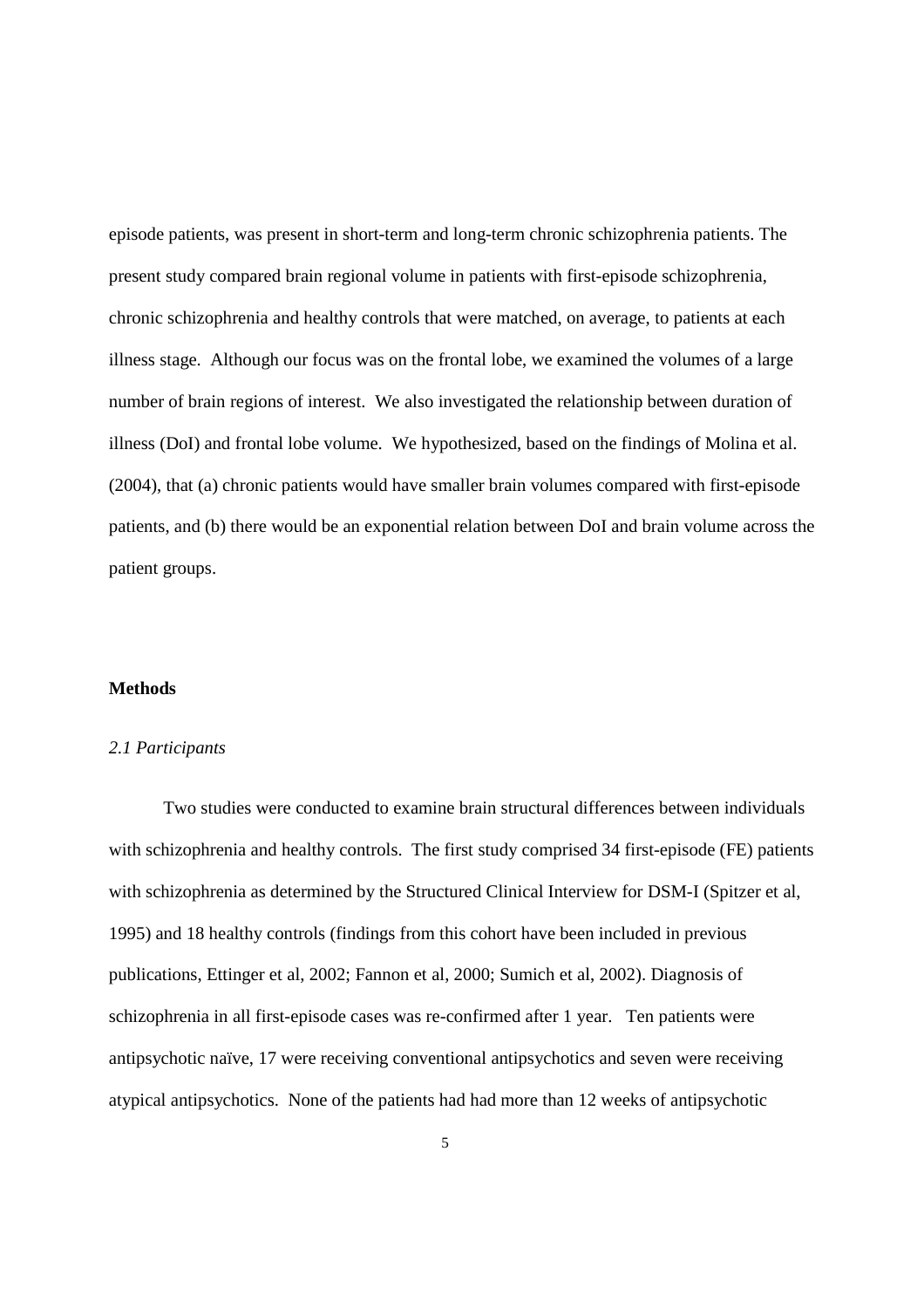episode patients, was present in short-term and long-term chronic schizophrenia patients. The present study compared brain regional volume in patients with first-episode schizophrenia, chronic schizophrenia and healthy controls that were matched, on average, to patients at each illness stage. Although our focus was on the frontal lobe, we examined the volumes of a large number of brain regions of interest. We also investigated the relationship between duration of illness (DoI) and frontal lobe volume. We hypothesized, based on the findings of Molina et al. (2004), that (a) chronic patients would have smaller brain volumes compared with first-episode patients, and (b) there would be an exponential relation between DoI and brain volume across the patient groups.

## Methods

### *2.1 Participants*

Two studies were conducted to examine brain structural differences between individuals with schizophrenia and healthy controls. The first study comprised 34 first-episode (FE) patients with schizophrenia as determined by the Structured Clinical Interview for DSM-I (Spitzer et al, 1995) and 18 healthy controls (findings from this cohort have been included in previous publications, Ettinger et al, 2002; Fannon et al, 2000; Sumich et al, 2002). Diagnosis of schizophrenia in all first-episode cases was re-confirmed after 1 year. Ten patients were antipsychotic naïve, 17 were receiving conventional antipsychotics and seven were receiving atypical antipsychotics. None of the patients had had more than 12 weeks of antipsychotic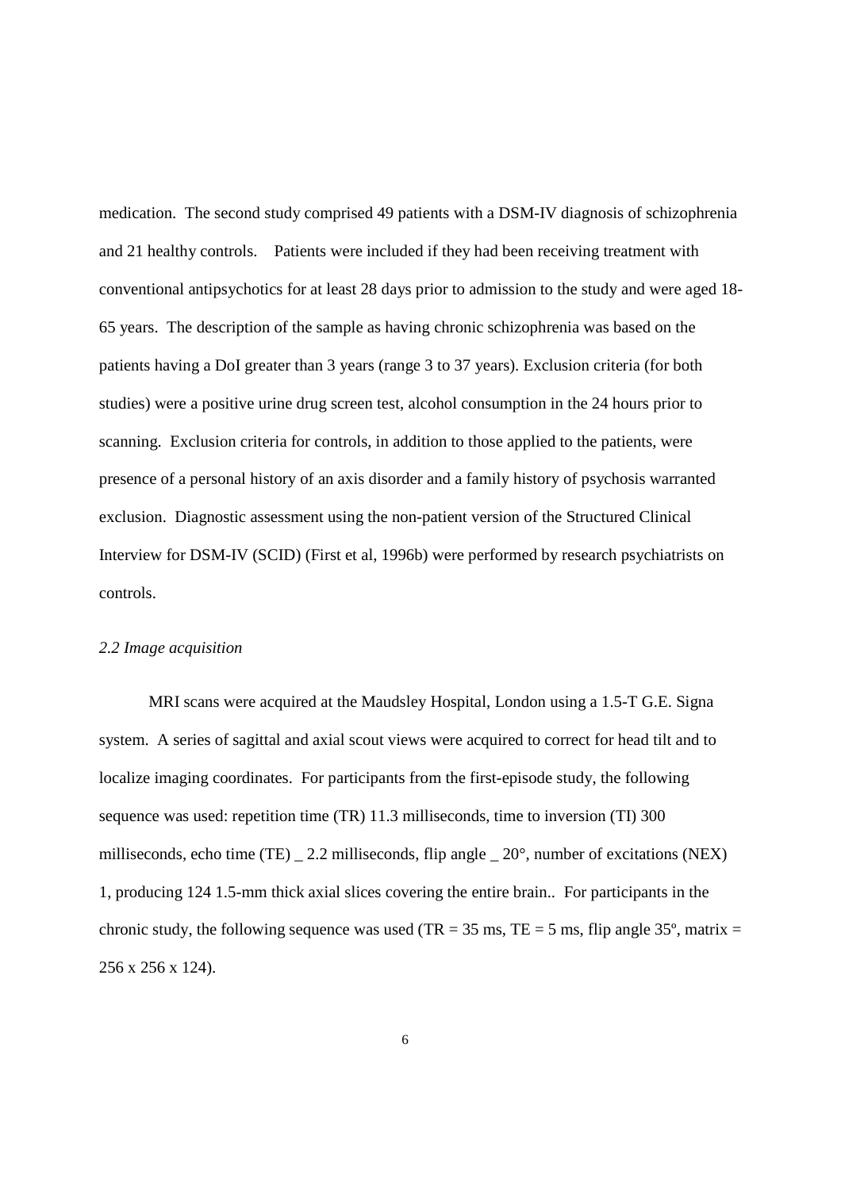medication. The second study comprised 49 patients with a DSM-IV diagnosis of schizophrenia and 21 healthy controls. Patients were included if they had been receiving treatment with conventional antipsychotics for at least 28 days prior to admission to the study and were aged 18-65 years. The description of the sample as having chronic schizophrenia was based on the patients having a DoI greater than 3 years (range 3 to 37 years). Exclusion criteria (for both studies) were a positive urine drug screen test, alcohol consumption in the 24 hours prior to scanning. Exclusion criteria for controls, in addition to those applied to the patients, were presence of a personal history of an axis disorder and a family history of psychosis warranted exclusion. Diagnostic assessment using the non-patient version of the Structured Clinical Interview for DSM-IV (SCID) (First et al, 1996b) were performed by research psychiatrists on controls.

*2.2 Image acquisition*

MRI scans were acquired at the Maudsley Hospital, London using a 1.5-T G.E. Signa system. A series of sagittal and axial scout views were acquired to correct for head tilt and to localize imaging coordinates. For participants from the first-episode study, the following sequence was used: repetition time (TR) 11.3 milliseconds, time to inversion (TI) 300 milliseconds, echo time (TE) _ 2.2 milliseconds, flip angle _ 20°, number of excitations (NEX) 1, producing 124 1.5-mm thick axial slices covering the entire brain.. For participants in the chronic study, the following sequence was used (TR = 35 ms, TE = 5 ms, flip angle 35º, matrix = 256 x 256 x 124).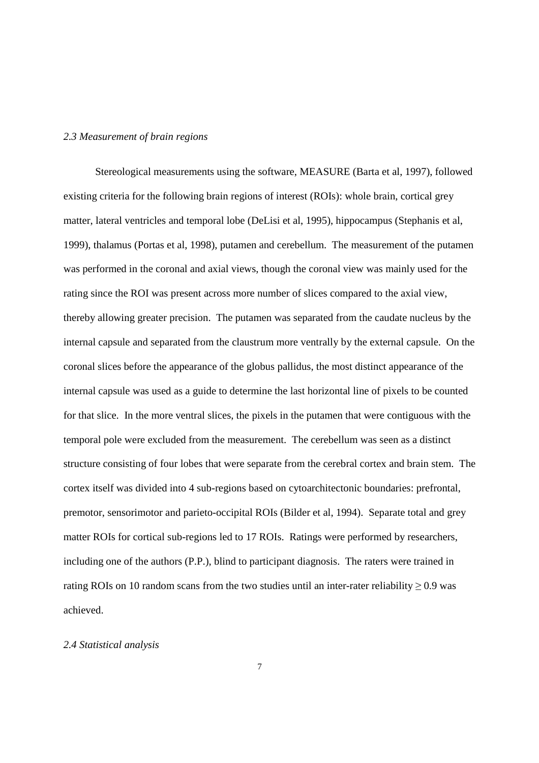### *2.3 Measurement of brain regions*

Stereological measurements using the software, MEASURE (Barta et al, 1997), followed existing criteria for the following brain regions of interest (ROIs): whole brain, cortical grey matter, lateral ventricles and temporal lobe (DeLisi et al, 1995), hippocampus (Stephanis et al, 1999), thalamus (Portas et al, 1998), putamen and cerebellum. The measurement of the putamen was performed in the coronal and axial views, though the coronal view was mainly used for the rating since the ROI was present across more number of slices compared to the axial view, thereby allowing greater precision. The putamen was separated from the caudate nucleus by the internal capsule and separated from the claustrum more ventrally by the external capsule. On the coronal slices before the appearance of the globus pallidus, the most distinct appearance of the internal capsule was used as a guide to determine the last horizontal line of pixels to be counted for that slice. In the more ventral slices, the pixels in the putamen that were contiguous with the temporal pole were excluded from the measurement. The cerebellum was seen as a distinct structure consisting of four lobes that were separate from the cerebral cortex and brain stem. The cortex itself was divided into 4 sub-regions based on cytoarchitectonic boundaries: prefrontal, premotor, sensorimotor and parieto-occipital ROIs (Bilder et al, 1994). Separate total and grey matter ROIs for cortical sub-regions led to 17 ROIs. Ratings were performed by researchers, including one of the authors (P.P.), blind to participant diagnosis. The raters were trained in rating ROIs on 10 random scans from the two studies until an inter-rater reliability $\geq 0.9$ was achieved.

### *2.4 Statistical analysis*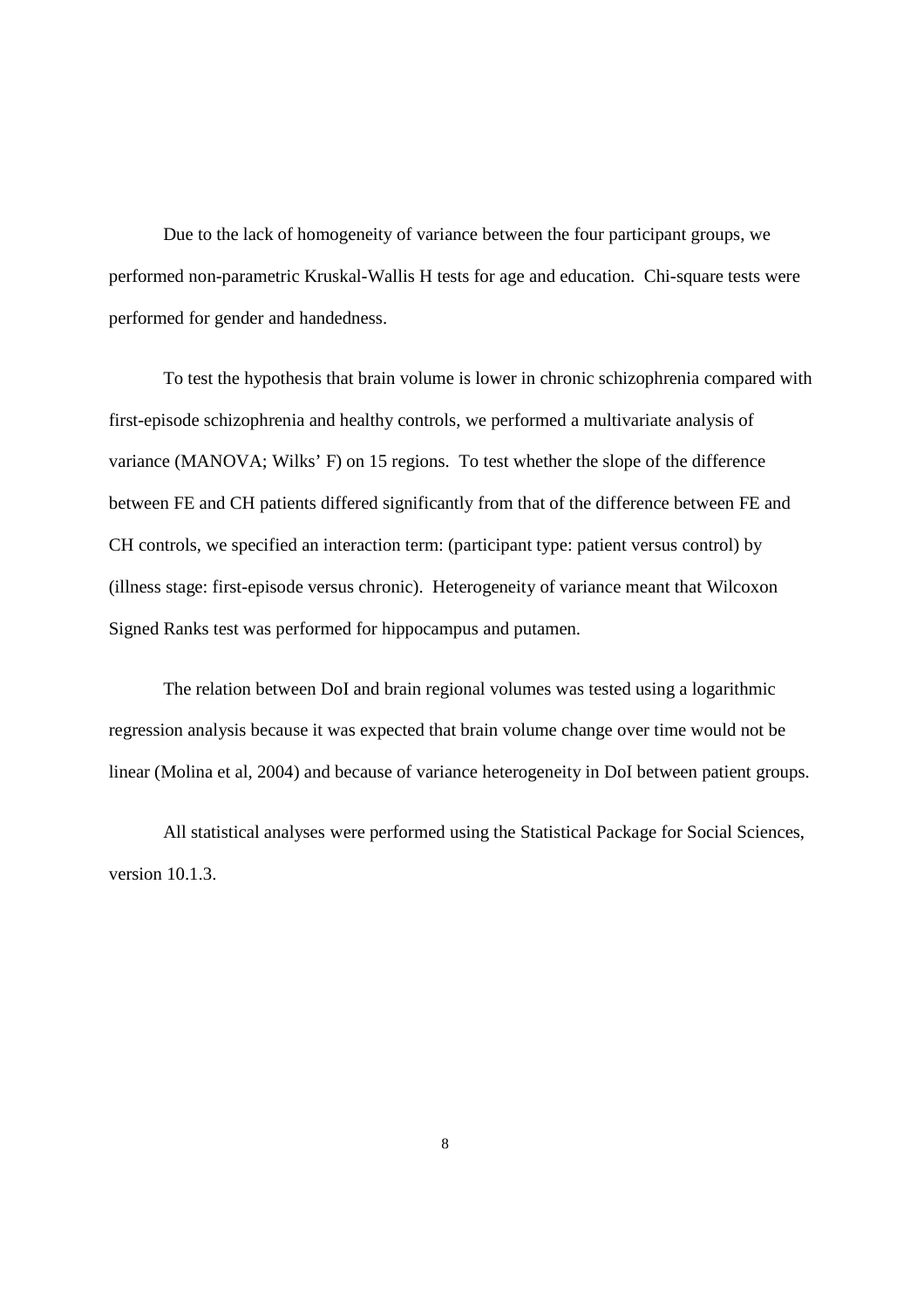Due to the lack of homogeneity of variance between the four participant groups, we performed non-parametric Kruskal-Wallis H tests for age and education. Chi-square tests were performed for gender and handedness.

To test the hypothesis that brain volume is lower in chronic schizophrenia compared with first-episode schizophrenia and healthy controls, we performed a multivariate analysis of variance (MANOVA; Wilks' F) on 15 regions. To test whether the slope of the difference between FE and CH patients differed significantly from that of the difference between FE and CH controls, we specified an interaction term: (participant type: patient versus control) by (illness stage: first-episode versus chronic). Heterogeneity of variance meant that Wilcoxon Signed Ranks test was performed for hippocampus and putamen.

The relation between DoI and brain regional volumes was tested using a logarithmic regression analysis because it was expected that brain volume change over time would not be linear (Molina et al, 2004) and because of variance heterogeneity in DoI between patient groups.

All statistical analyses were performed using the Statistical Package for Social Sciences, version 10.1.3.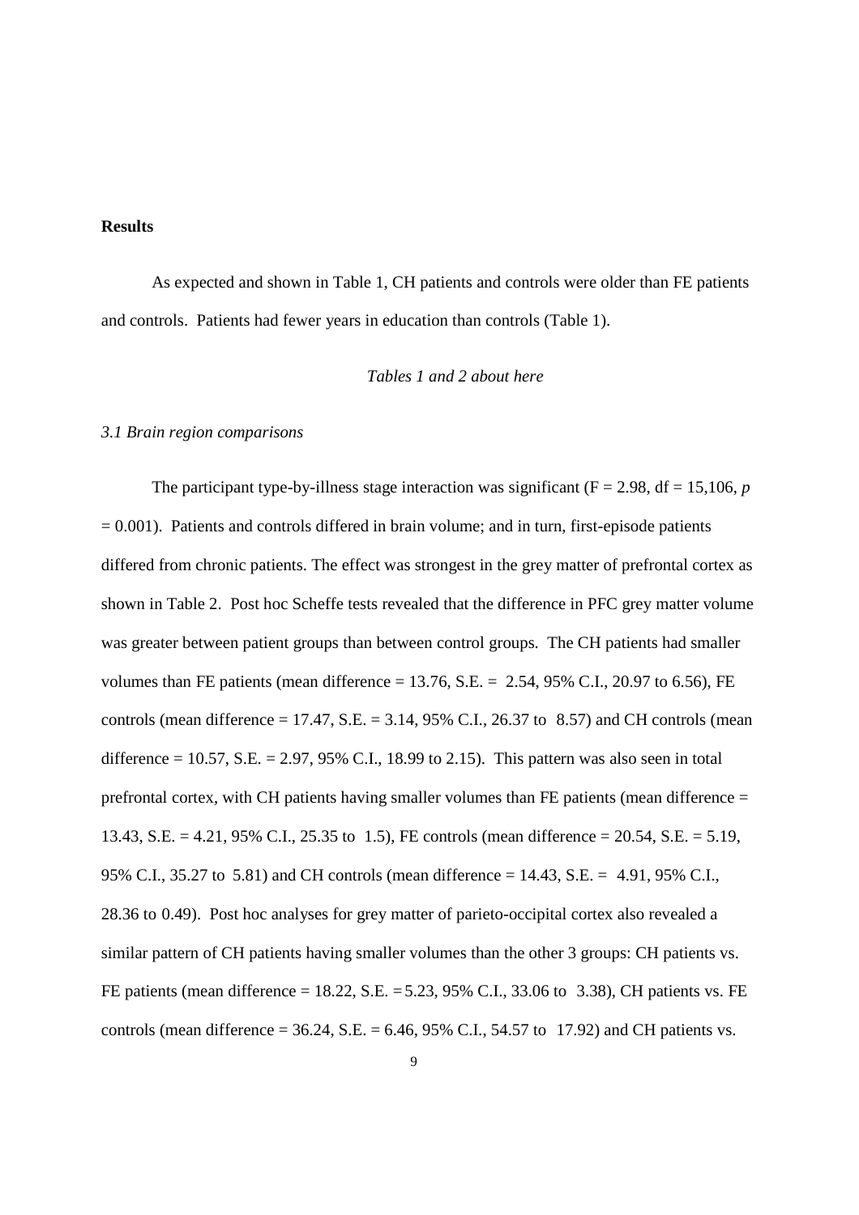## Results

As expected and shown in Table 1, CH patients and controls were older than FE patients and controls. Patients had fewer years in education than controls (Table 1).

*Tables 1 and 2 about here*

### *3.1 Brain region comparisons*

The participant type-by-illness stage interaction was significant (F = 2.98, df = 15,106, *p* = 0.001). Patients and controls differed in brain volume; and in turn, first-episode patients differed from chronic patients. The effect was strongest in the grey matter of prefrontal cortex as shown in Table 2. Post hoc Scheffe tests revealed that the difference in PFC grey matter volume was greater between patient groups than between control groups. The CH patients had smaller volumes than FE patients (mean difference = 13.76, S.E. = 2.54, 95% C.I., 20.97 to 6.56), FE controls (mean difference = 17.47, S.E. = 3.14, 95% C.I., 26.37 to 8.57) and CH controls (mean difference = 10.57, S.E. = 2.97, 95% C.I., 18.99 to 2.15). This pattern was also seen in total prefrontal cortex, with CH patients having smaller volumes than FE patients (mean difference = 13.43, S.E. = 4.21, 95% C.I., 25.35 to 1.5), FE controls (mean difference = 20.54, S.E. = 5.19, 95% C.I., 35.27 to 5.81) and CH controls (mean difference = 14.43, S.E. = 4.91, 95% C.I., 28.36 to 0.49). Post hoc analyses for grey matter of parieto-occipital cortex also revealed a similar pattern of CH patients having smaller volumes than the other 3 groups: CH patients vs. FE patients (mean difference = 18.22, S.E. = 5.23, 95% C.I., 33.06 to 3.38), CH patients vs. FE controls (mean difference = 36.24, S.E. = 6.46, 95% C.I., 54.57 to 17.92) and CH patients vs.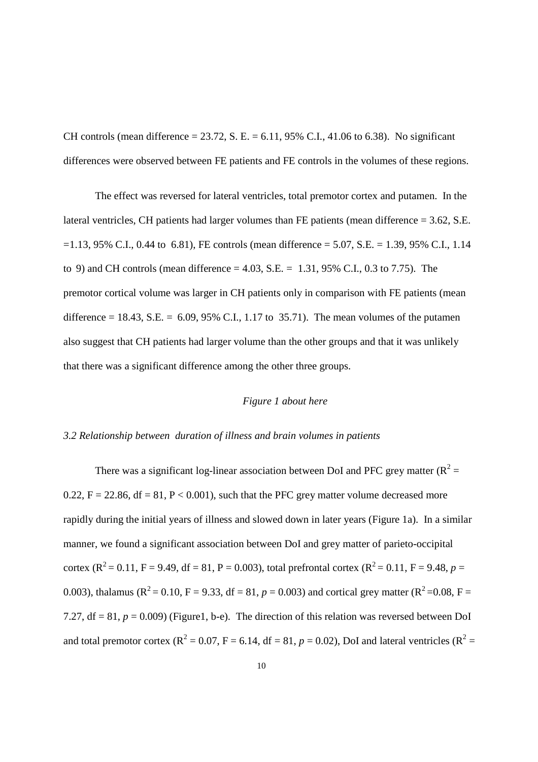CH controls (mean difference = 23.72, S. E. = 6.11, 95% C.I., 41.06 to 6.38). No significant differences were observed between FE patients and FE controls in the volumes of these regions.

The effect was reversed for lateral ventricles, total premotor cortex and putamen. In the lateral ventricles, CH patients had larger volumes than FE patients (mean difference = 3.62, S.E. =1.13, 95% C.I., 0.44 to 6.81), FE controls (mean difference = 5.07, S.E. = 1.39, 95% C.I., 1.14 to 9) and CH controls (mean difference = 4.03, S.E. = 1.31, 95% C.I., 0.3 to 7.75). The premotor cortical volume was larger in CH patients only in comparison with FE patients (mean difference = 18.43, S.E. = 6.09, 95% C.I., 1.17 to 35.71). The mean volumes of the putamen also suggest that CH patients had larger volume than the other groups and that it was unlikely that there was a significant difference among the other three groups.

*Figure 1 about here*

*3.2 Relationship between duration of illness and brain volumes in patients*

There was a significant log-linear association between DoI and PFC grey matter ($R^2$ = 0.22, F = 22.86, df = 81, P < 0.001), such that the PFC grey matter volume decreased more rapidly during the initial years of illness and slowed down in later years (Figure 1a). In a similar manner, we found a significant association between DoI and grey matter of parieto-occipital cortex ($R^2$ = 0.11, F = 9.49, df = 81, P = 0.003), total prefrontal cortex ($R^2$ = 0.11, F = 9.48, $p$ = 0.003), thalamus ($R^2$ = 0.10, F = 9.33, df = 81, $p$ = 0.003) and cortical grey matter ($R^2$ =0.08, F = 7.27, df = 81, $p$ = 0.009) (Figure1, b-e). The direction of this relation was reversed between DoI and total premotor cortex ($R^2$ = 0.07, F = 6.14, df = 81, $p$ = 0.02), DoI and lateral ventricles ($R^2$ =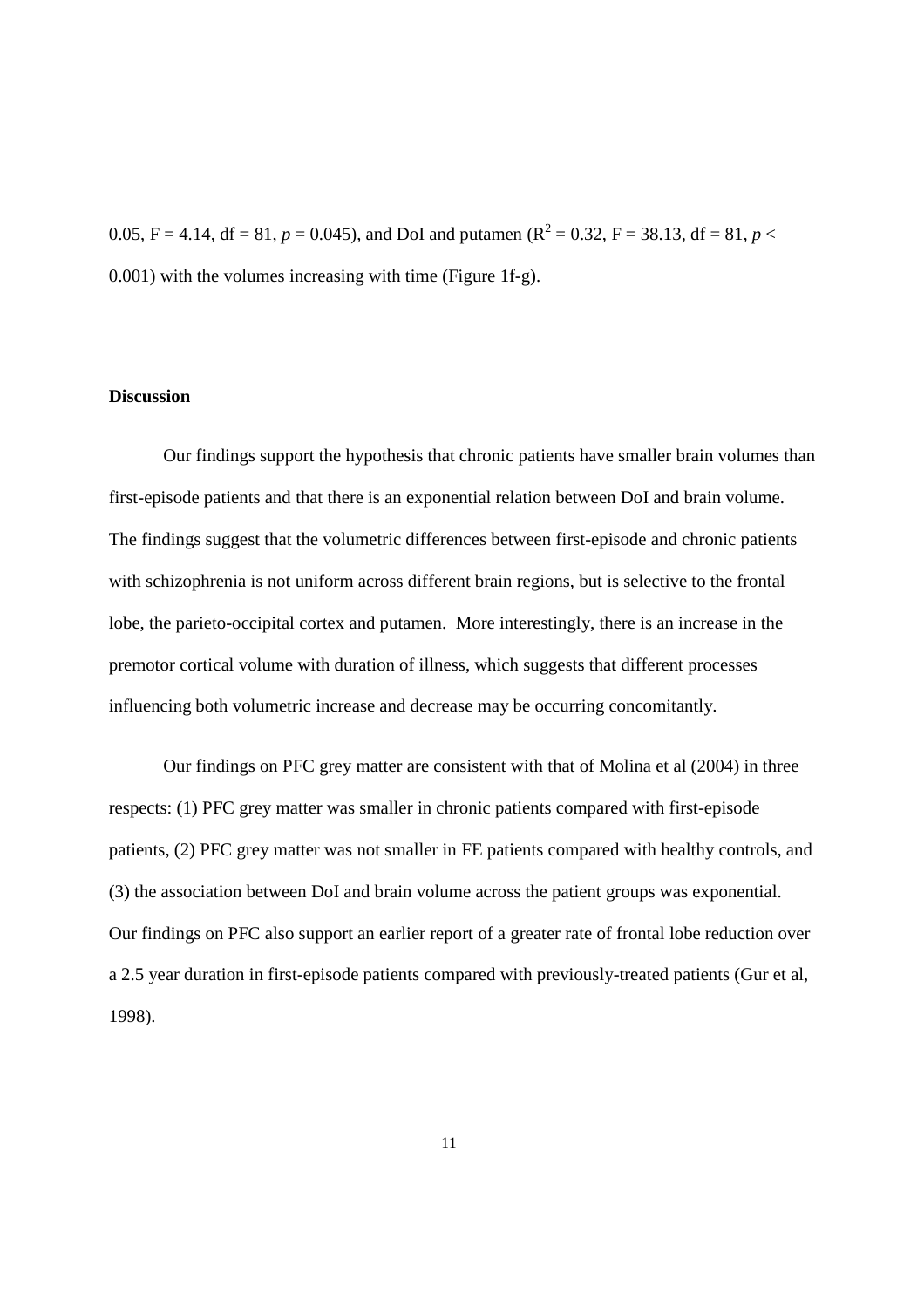0.05, F = 4.14, df = 81, $p = 0.045$), and DoI and putamen ($R^2 = 0.32$, F = 38.13, df = 81, $p < 0.001$) with the volumes increasing with time (Figure 1f-g).

**Discussion**

Our findings support the hypothesis that chronic patients have smaller brain volumes than first-episode patients and that there is an exponential relation between DoI and brain volume. The findings suggest that the volumetric differences between first-episode and chronic patients with schizophrenia is not uniform across different brain regions, but is selective to the frontal lobe, the parieto-occipital cortex and putamen. More interestingly, there is an increase in the premotor cortical volume with duration of illness, which suggests that different processes influencing both volumetric increase and decrease may be occurring concomitantly.

Our findings on PFC grey matter are consistent with that of Molina et al (2004) in three respects: (1) PFC grey matter was smaller in chronic patients compared with first-episode patients, (2) PFC grey matter was not smaller in FE patients compared with healthy controls, and (3) the association between DoI and brain volume across the patient groups was exponential. Our findings on PFC also support an earlier report of a greater rate of frontal lobe reduction over a 2.5 year duration in first-episode patients compared with previously-treated patients (Gur et al, 1998).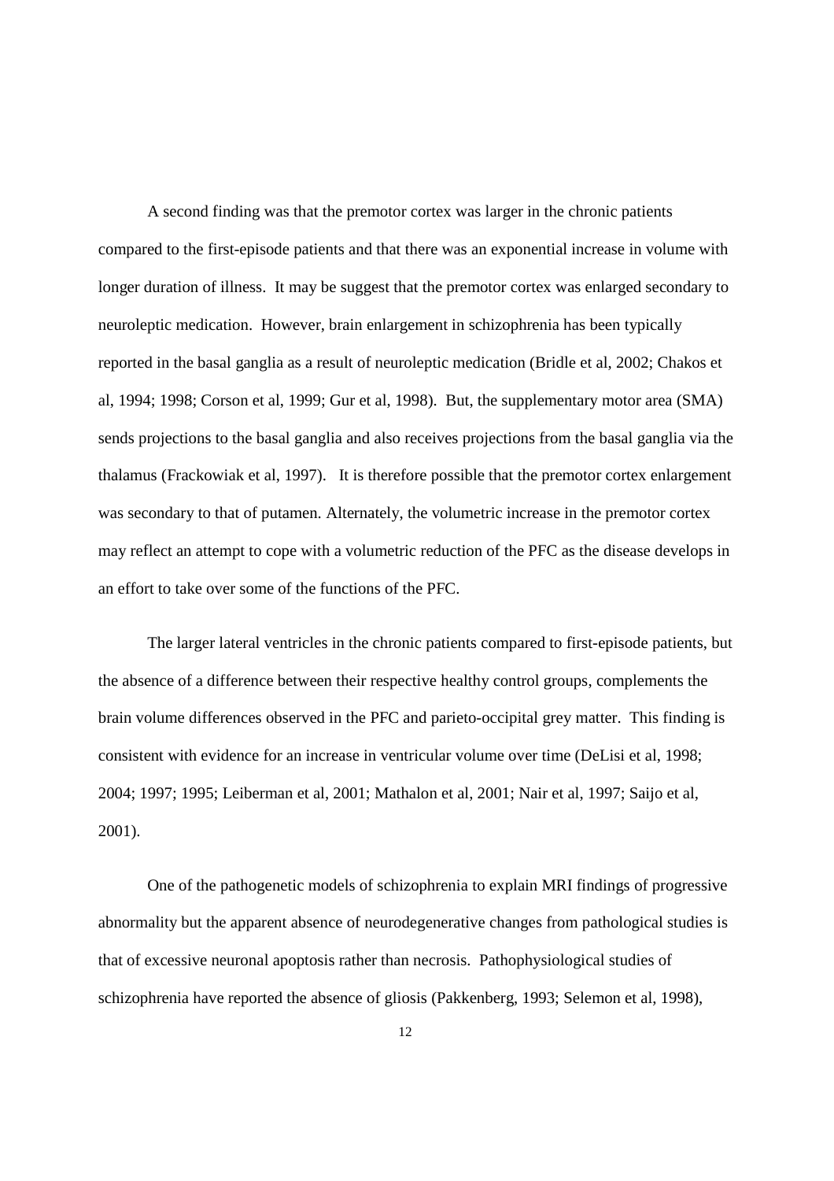A second finding was that the premotor cortex was larger in the chronic patients compared to the first-episode patients and that there was an exponential increase in volume with longer duration of illness. It may be suggest that the premotor cortex was enlarged secondary to neuroleptic medication. However, brain enlargement in schizophrenia has been typically reported in the basal ganglia as a result of neuroleptic medication (Bridle et al, 2002; Chakos et al, 1994; 1998; Corson et al, 1999; Gur et al, 1998). But, the supplementary motor area (SMA) sends projections to the basal ganglia and also receives projections from the basal ganglia via the thalamus (Frackowiak et al, 1997). It is therefore possible that the premotor cortex enlargement was secondary to that of putamen. Alternately, the volumetric increase in the premotor cortex may reflect an attempt to cope with a volumetric reduction of the PFC as the disease develops in an effort to take over some of the functions of the PFC.

The larger lateral ventricles in the chronic patients compared to first-episode patients, but the absence of a difference between their respective healthy control groups, complements the brain volume differences observed in the PFC and parieto-occipital grey matter. This finding is consistent with evidence for an increase in ventricular volume over time (DeLisi et al, 1998; 2004; 1997; 1995; Leiberman et al, 2001; Mathalon et al, 2001; Nair et al, 1997; Saijo et al, 2001).

One of the pathogenetic models of schizophrenia to explain MRI findings of progressive abnormality but the apparent absence of neurodegenerative changes from pathological studies is that of excessive neuronal apoptosis rather than necrosis. Pathophysiological studies of schizophrenia have reported the absence of gliosis (Pakkenberg, 1993; Selemon et al, 1998),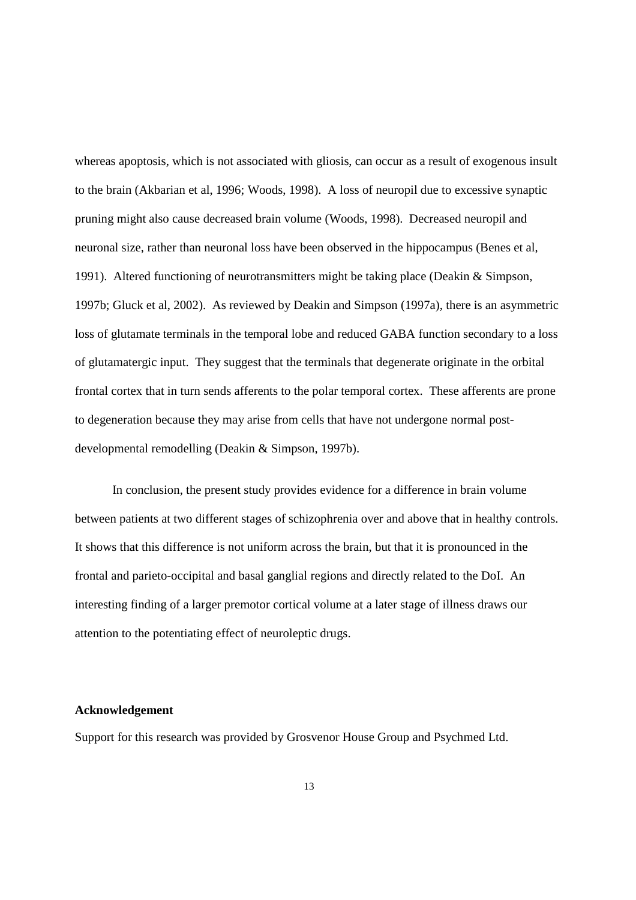whereas apoptosis, which is not associated with gliosis, can occur as a result of exogenous insult to the brain (Akbarian et al, 1996; Woods, 1998). A loss of neuropil due to excessive synaptic pruning might also cause decreased brain volume (Woods, 1998). Decreased neuropil and neuronal size, rather than neuronal loss have been observed in the hippocampus (Benes et al, 1991). Altered functioning of neurotransmitters might be taking place (Deakin & Simpson, 1997b; Gluck et al, 2002). As reviewed by Deakin and Simpson (1997a), there is an asymmetric loss of glutamate terminals in the temporal lobe and reduced GABA function secondary to a loss of glutamatergic input. They suggest that the terminals that degenerate originate in the orbital frontal cortex that in turn sends afferents to the polar temporal cortex. These afferents are prone to degeneration because they may arise from cells that have not undergone normal post-developmental remodelling (Deakin & Simpson, 1997b).

In conclusion, the present study provides evidence for a difference in brain volume between patients at two different stages of schizophrenia over and above that in healthy controls. It shows that this difference is not uniform across the brain, but that it is pronounced in the frontal and parieto-occipital and basal ganglial regions and directly related to the DoI. An interesting finding of a larger premotor cortical volume at a later stage of illness draws our attention to the potentiating effect of neuroleptic drugs.

**Acknowledgement**

Support for this research was provided by Grosvenor House Group and Psychmed Ltd.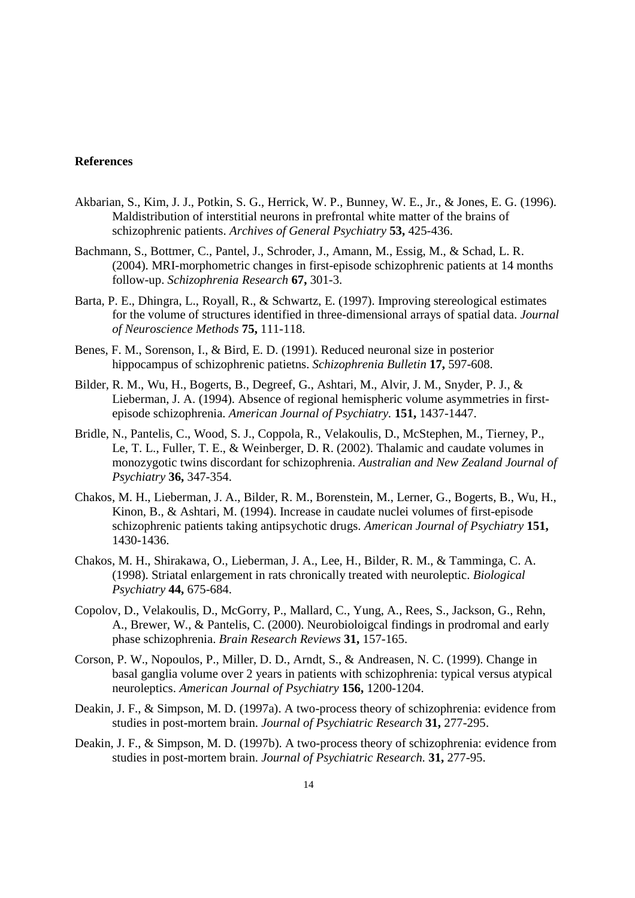**References**

Akbarian, S., Kim, J. J., Potkin, S. G., Herrick, W. P., Bunney, W. E., Jr., & Jones, E. G. (1996). Maldistribution of interstitial neurons in prefrontal white matter of the brains of schizophrenic patients. *Archives of General Psychiatry* **53,** 425-436.

Bachmann, S., Bottmer, C., Pantel, J., Schroder, J., Amann, M., Essig, M., & Schad, L. R. (2004). MRI-morphometric changes in first-episode schizophrenic patients at 14 months follow-up. *Schizophrenia Research* **67,** 301-3.

Barta, P. E., Dhingra, L., Royall, R., & Schwartz, E. (1997). Improving stereological estimates for the volume of structures identified in three-dimensional arrays of spatial data. *Journal of Neuroscience Methods* **75,** 111-118.

Benes, F. M., Sorenson, I., & Bird, E. D. (1991). Reduced neuronal size in posterior hippocampus of schizophrenic patietns. *Schizophrenia Bulletin* **17,** 597-608.

Bilder, R. M., Wu, H., Bogerts, B., Degreef, G., Ashtari, M., Alvir, J. M., Snyder, P. J., & Lieberman, J. A. (1994). Absence of regional hemispheric volume asymmetries in first-episode schizophrenia. *American Journal of Psychiatry.* **151,** 1437-1447.

Bridle, N., Pantelis, C., Wood, S. J., Coppola, R., Velakoulis, D., McStephen, M., Tierney, P., Le, T. L., Fuller, T. E., & Weinberger, D. R. (2002). Thalamic and caudate volumes in monozygotic twins discordant for schizophrenia. *Australian and New Zealand Journal of Psychiatry* **36,** 347-354.

Chakos, M. H., Lieberman, J. A., Bilder, R. M., Borenstein, M., Lerner, G., Bogerts, B., Wu, H., Kinon, B., & Ashtari, M. (1994). Increase in caudate nuclei volumes of first-episode schizophrenic patients taking antipsychotic drugs. *American Journal of Psychiatry* **151,** 1430-1436.

Chakos, M. H., Shirakawa, O., Lieberman, J. A., Lee, H., Bilder, R. M., & Tamminga, C. A. (1998). Striatal enlargement in rats chronically treated with neuroleptic. *Biological Psychiatry* **44,** 675-684.

Copolov, D., Velakoulis, D., McGorry, P., Mallard, C., Yung, A., Rees, S., Jackson, G., Rehn, A., Brewer, W., & Pantelis, C. (2000). Neurobioloigcal findings in prodromal and early phase schizophrenia. *Brain Research Reviews* **31,** 157-165.

Corson, P. W., Nopoulos, P., Miller, D. D., Arndt, S., & Andreasen, N. C. (1999). Change in basal ganglia volume over 2 years in patients with schizophrenia: typical versus atypical neuroleptics. *American Journal of Psychiatry* **156,** 1200-1204.

Deakin, J. F., & Simpson, M. D. (1997a). A two-process theory of schizophrenia: evidence from studies in post-mortem brain. *Journal of Psychiatric Research* **31,** 277-295.

Deakin, J. F., & Simpson, M. D. (1997b). A two-process theory of schizophrenia: evidence from studies in post-mortem brain. *Journal of Psychiatric Research.* **31,** 277-95.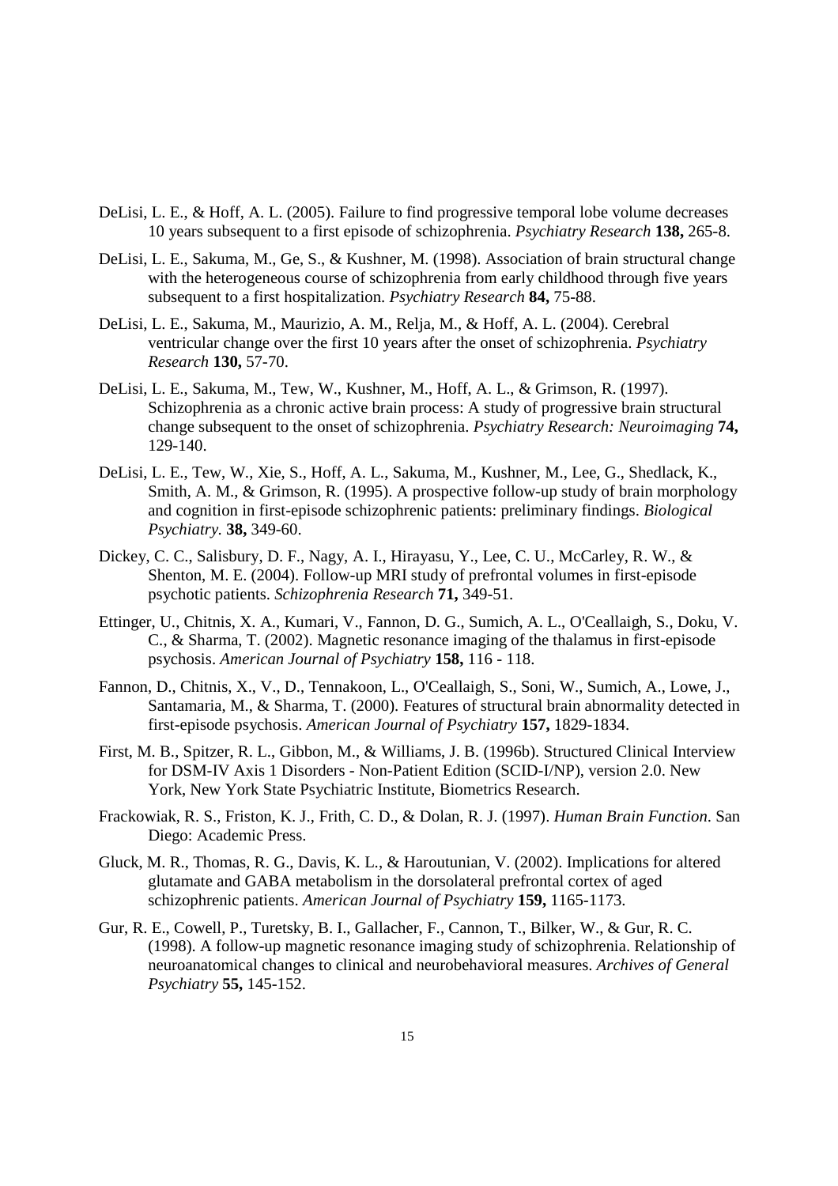DeLisi, L. E., & Hoff, A. L. (2005). Failure to find progressive temporal lobe volume decreases 10 years subsequent to a first episode of schizophrenia. *Psychiatry Research* **138,** 265-8.

DeLisi, L. E., Sakuma, M., Ge, S., & Kushner, M. (1998). Association of brain structural change with the heterogeneous course of schizophrenia from early childhood through five years subsequent to a first hospitalization. *Psychiatry Research* **84,** 75-88.

DeLisi, L. E., Sakuma, M., Maurizio, A. M., Relja, M., & Hoff, A. L. (2004). Cerebral ventricular change over the first 10 years after the onset of schizophrenia. *Psychiatry Research* **130,** 57-70.

DeLisi, L. E., Sakuma, M., Tew, W., Kushner, M., Hoff, A. L., & Grimson, R. (1997). Schizophrenia as a chronic active brain process: A study of progressive brain structural change subsequent to the onset of schizophrenia. *Psychiatry Research: Neuroimaging* **74,** 129-140.

DeLisi, L. E., Tew, W., Xie, S., Hoff, A. L., Sakuma, M., Kushner, M., Lee, G., Shedlack, K., Smith, A. M., & Grimson, R. (1995). A prospective follow-up study of brain morphology and cognition in first-episode schizophrenic patients: preliminary findings. *Biological Psychiatry.* **38,** 349-60.

Dickey, C. C., Salisbury, D. F., Nagy, A. I., Hirayasu, Y., Lee, C. U., McCarley, R. W., & Shenton, M. E. (2004). Follow-up MRI study of prefrontal volumes in first-episode psychotic patients. *Schizophrenia Research* **71,** 349-51.

Ettinger, U., Chitnis, X. A., Kumari, V., Fannon, D. G., Sumich, A. L., O'Ceallaigh, S., Doku, V. C., & Sharma, T. (2002). Magnetic resonance imaging of the thalamus in first-episode psychosis. *American Journal of Psychiatry* **158,** 116 - 118.

Fannon, D., Chitnis, X., V., D., Tennakoon, L., O'Ceallaigh, S., Soni, W., Sumich, A., Lowe, J., Santamaria, M., & Sharma, T. (2000). Features of structural brain abnormality detected in first-episode psychosis. *American Journal of Psychiatry* **157,** 1829-1834.

First, M. B., Spitzer, R. L., Gibbon, M., & Williams, J. B. (1996b). Structured Clinical Interview for DSM-IV Axis 1 Disorders - Non-Patient Edition (SCID-I/NP), version 2.0. New York, New York State Psychiatric Institute, Biometrics Research.

Frackowiak, R. S., Friston, K. J., Frith, C. D., & Dolan, R. J. (1997). *Human Brain Function*. San Diego: Academic Press.

Gluck, M. R., Thomas, R. G., Davis, K. L., & Haroutunian, V. (2002). Implications for altered glutamate and GABA metabolism in the dorsolateral prefrontal cortex of aged schizophrenic patients. *American Journal of Psychiatry* **159,** 1165-1173.

Gur, R. E., Cowell, P., Turetsky, B. I., Gallacher, F., Cannon, T., Bilker, W., & Gur, R. C. (1998). A follow-up magnetic resonance imaging study of schizophrenia. Relationship of neuroanatomical changes to clinical and neurobehavioral measures. *Archives of General Psychiatry* **55,** 145-152.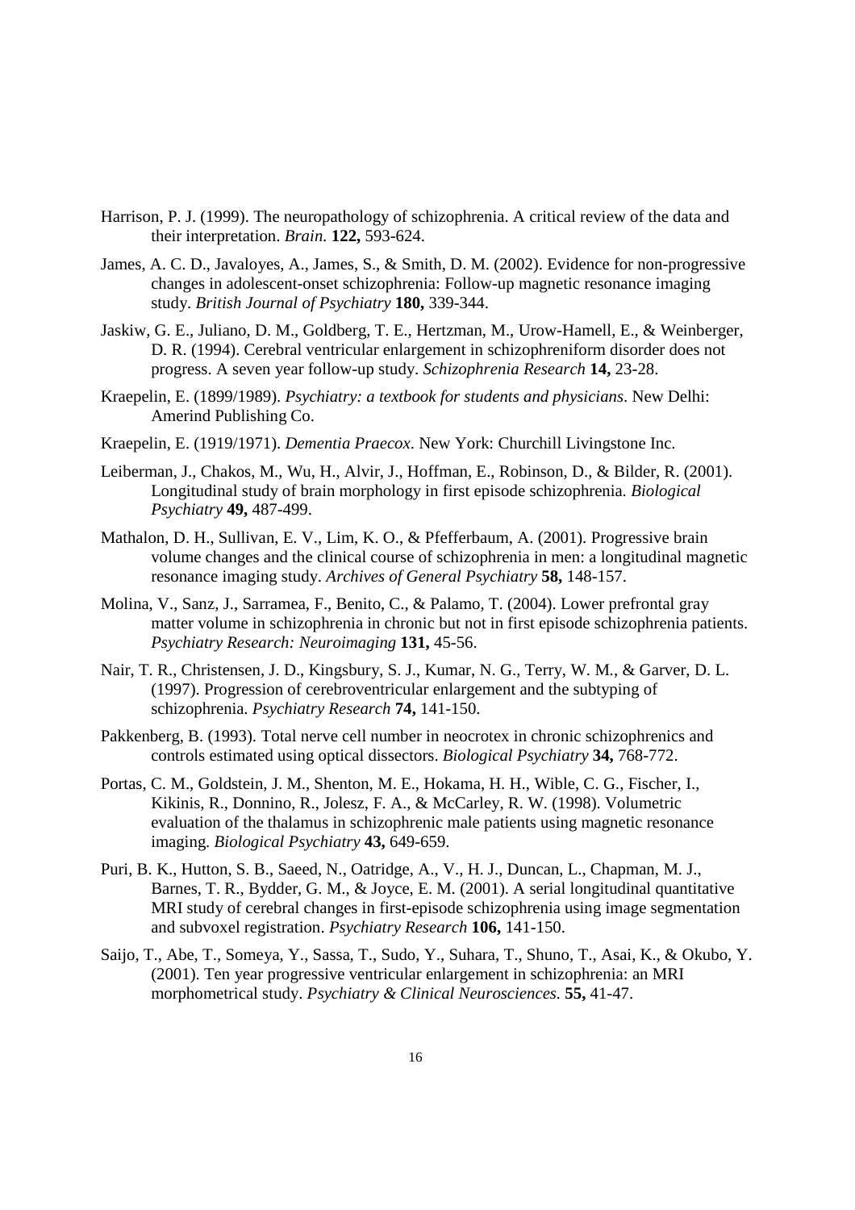Harrison, P. J. (1999). The neuropathology of schizophrenia. A critical review of the data and their interpretation. *Brain.* **122,** 593-624.

James, A. C. D., Javaloyes, A., James, S., & Smith, D. M. (2002). Evidence for non-progressive changes in adolescent-onset schizophrenia: Follow-up magnetic resonance imaging study. *British Journal of Psychiatry* **180,** 339-344.

Jaskiw, G. E., Juliano, D. M., Goldberg, T. E., Hertzman, M., Urow-Hamell, E., & Weinberger, D. R. (1994). Cerebral ventricular enlargement in schizophreniform disorder does not progress. A seven year follow-up study. *Schizophrenia Research* **14,** 23-28.

Kraepelin, E. (1899/1989). *Psychiatry: a textbook for students and physicians*. New Delhi: Amerind Publishing Co.

Kraepelin, E. (1919/1971). *Dementia Praecox*. New York: Churchill Livingstone Inc.

Leiberman, J., Chakos, M., Wu, H., Alvir, J., Hoffman, E., Robinson, D., & Bilder, R. (2001). Longitudinal study of brain morphology in first episode schizophrenia. *Biological Psychiatry* **49,** 487-499.

Mathalon, D. H., Sullivan, E. V., Lim, K. O., & Pfefferbaum, A. (2001). Progressive brain volume changes and the clinical course of schizophrenia in men: a longitudinal magnetic resonance imaging study. *Archives of General Psychiatry* **58,** 148-157.

Molina, V., Sanz, J., Sarramea, F., Benito, C., & Palamo, T. (2004). Lower prefrontal gray matter volume in schizophrenia in chronic but not in first episode schizophrenia patients. *Psychiatry Research: Neuroimaging* **131,** 45-56.

Nair, T. R., Christensen, J. D., Kingsbury, S. J., Kumar, N. G., Terry, W. M., & Garver, D. L. (1997). Progression of cerebroventricular enlargement and the subtyping of schizophrenia. *Psychiatry Research* **74,** 141-150.

Pakkenberg, B. (1993). Total nerve cell number in neocrotex in chronic schizophrenics and controls estimated using optical dissectors. *Biological Psychiatry* **34,** 768-772.

Portas, C. M., Goldstein, J. M., Shenton, M. E., Hokama, H. H., Wible, C. G., Fischer, I., Kikinis, R., Donnino, R., Jolesz, F. A., & McCarley, R. W. (1998). Volumetric evaluation of the thalamus in schizophrenic male patients using magnetic resonance imaging. *Biological Psychiatry* **43,** 649-659.

Puri, B. K., Hutton, S. B., Saeed, N., Oatridge, A., V., H. J., Duncan, L., Chapman, M. J., Barnes, T. R., Bydder, G. M., & Joyce, E. M. (2001). A serial longitudinal quantitative MRI study of cerebral changes in first-episode schizophrenia using image segmentation and subvoxel registration. *Psychiatry Research* **106,** 141-150.

Saijo, T., Abe, T., Someya, Y., Sassa, T., Sudo, Y., Suhara, T., Shuno, T., Asai, K., & Okubo, Y. (2001). Ten year progressive ventricular enlargement in schizophrenia: an MRI morphometrical study. *Psychiatry & Clinical Neurosciences.* **55,** 41-47.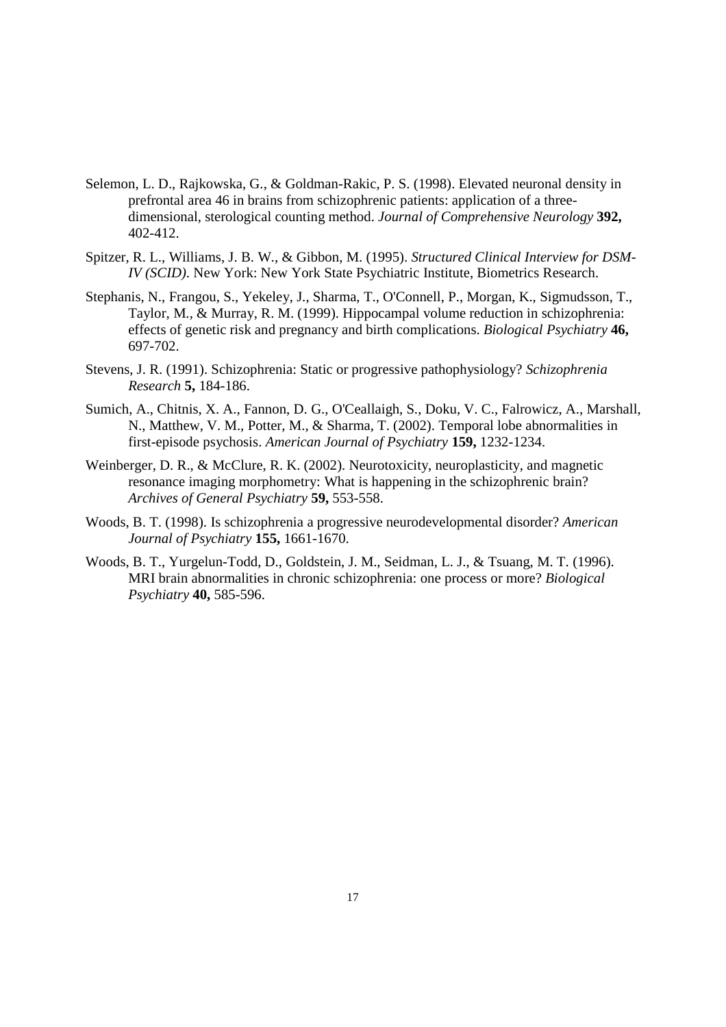Selemon, L. D., Rajkowska, G., & Goldman-Rakic, P. S. (1998). Elevated neuronal density in prefrontal area 46 in brains from schizophrenic patients: application of a three-dimensional, sterological counting method. *Journal of Comprehensive Neurology* **392,** 402-412.

Spitzer, R. L., Williams, J. B. W., & Gibbon, M. (1995). *Structured Clinical Interview for DSM-IV (SCID)*. New York: New York State Psychiatric Institute, Biometrics Research.

Stephanis, N., Frangou, S., Yekeley, J., Sharma, T., O'Connell, P., Morgan, K., Sigmudsson, T., Taylor, M., & Murray, R. M. (1999). Hippocampal volume reduction in schizophrenia: effects of genetic risk and pregnancy and birth complications. *Biological Psychiatry* **46,** 697-702.

Stevens, J. R. (1991). Schizophrenia: Static or progressive pathophysiology? *Schizophrenia Research* **5,** 184-186.

Sumich, A., Chitnis, X. A., Fannon, D. G., O'Ceallaigh, S., Doku, V. C., Falrowicz, A., Marshall, N., Matthew, V. M., Potter, M., & Sharma, T. (2002). Temporal lobe abnormalities in first-episode psychosis. *American Journal of Psychiatry* **159,** 1232-1234.

Weinberger, D. R., & McClure, R. K. (2002). Neurotoxicity, neuroplasticity, and magnetic resonance imaging morphometry: What is happening in the schizophrenic brain? *Archives of General Psychiatry* **59,** 553-558.

Woods, B. T. (1998). Is schizophrenia a progressive neurodevelopmental disorder? *American Journal of Psychiatry* **155,** 1661-1670.

Woods, B. T., Yurgelun-Todd, D., Goldstein, J. M., Seidman, L. J., & Tsuang, M. T. (1996). MRI brain abnormalities in chronic schizophrenia: one process or more? *Biological Psychiatry* **40,** 585-596.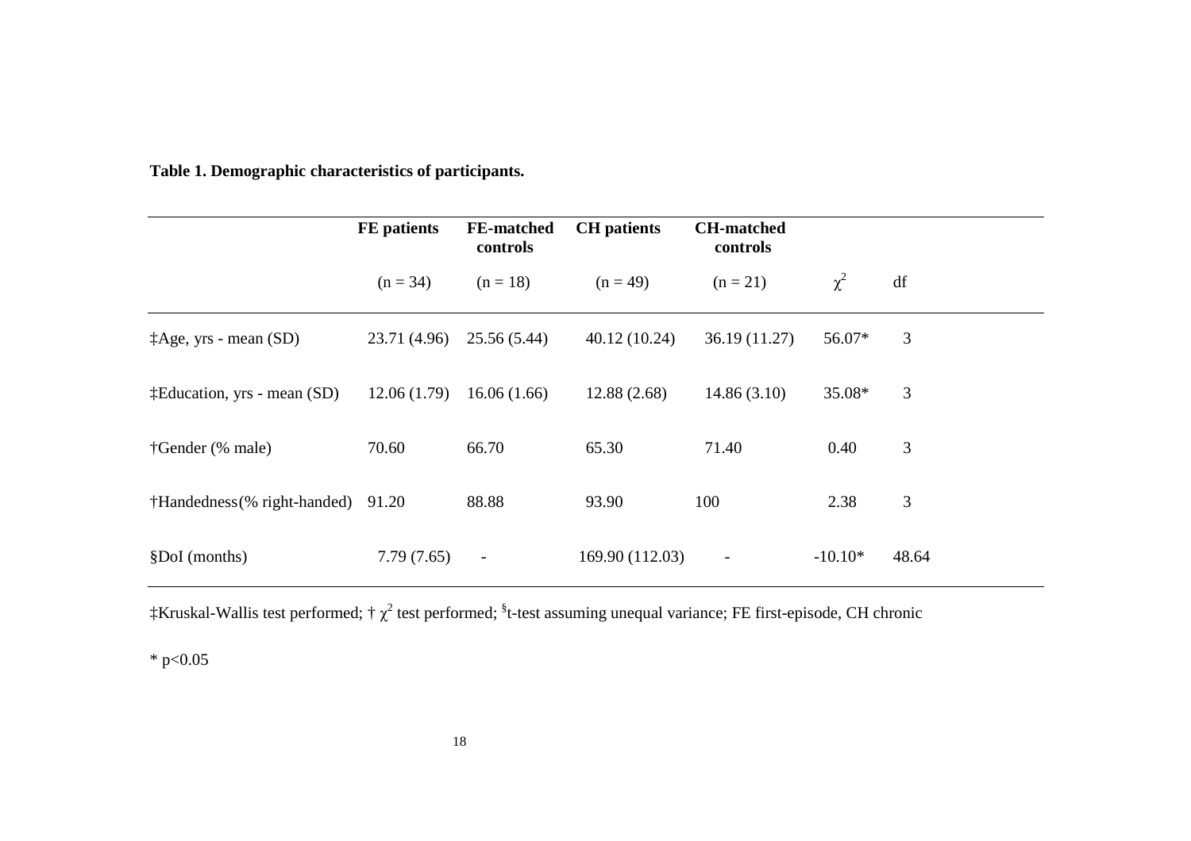**Table 1. Demographic characteristics of participants.**

| | FE patients | FE-matched controls | CH patients | CH-matched controls | | |
|---|---|---|---|---|---|---|
| | (n = 34) | (n = 18) | (n = 49) | (n = 21) | $\chi^2$ | df |
| ‡Age, yrs - mean (SD) | 23.71 (4.96) | 25.56 (5.44) | 40.12 (10.24) | 36.19 (11.27) | 56.07* | 3 |
| ‡Education, yrs - mean (SD) | 12.06 (1.79) | 16.06 (1.66) | 12.88 (2.68) | 14.86 (3.10) | 35.08* | 3 |
| †Gender (% male) | 70.60 | 66.70 | 65.30 | 71.40 | 0.40 | 3 |
| †Handedness(% right-handed) | 91.20 | 88.88 | 93.90 | 100 | 2.38 | 3 |
| §DoI (months) | 7.79 (7.65) | - | 169.90 (112.03) | - | -10.10* | 48.64 |

‡Kruskal-Wallis test performed; † $\chi^2$ test performed; §t-test assuming unequal variance; FE first-episode, CH chronic

* p<0.05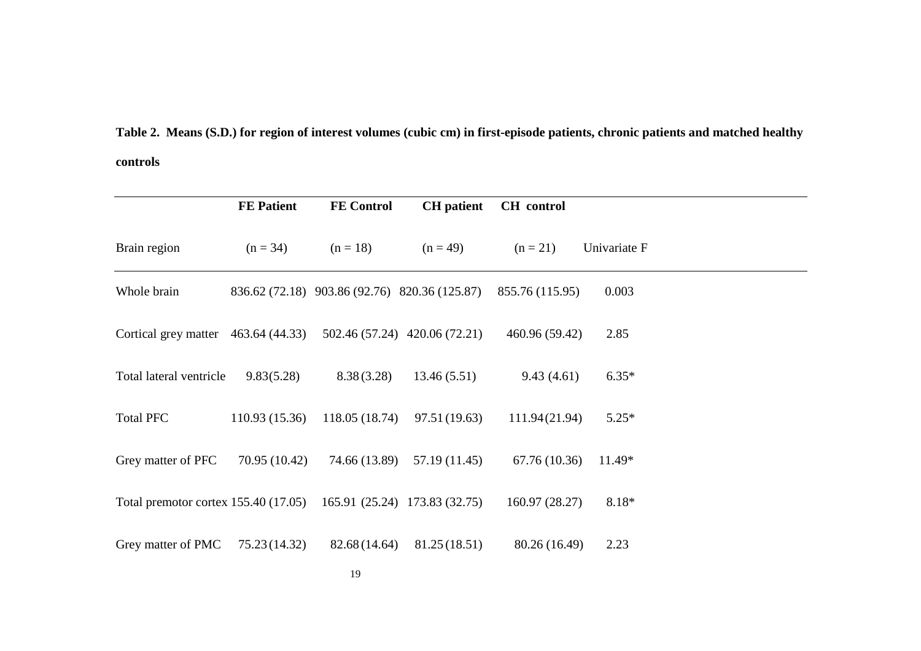**Table 2. Means (S.D.) for region of interest volumes (cubic cm) in first-episode patients, chronic patients and matched healthy controls**

| Brain region | FE Patient (n = 34) | FE Control (n = 18) | CH patient (n = 49) | CH control (n = 21) | Univariate F |
|---|---|---|---|---|---|
| Whole brain | 836.62 (72.18) | 903.86 (92.76) | 820.36 (125.87) | 855.76 (115.95) | 0.003 |
| Cortical grey matter | 463.64 (44.33) | 502.46 (57.24) | 420.06 (72.21) | 460.96 (59.42) | 2.85 |
| Total lateral ventricle | 9.83(5.28) | 8.38 (3.28) | 13.46 (5.51) | 9.43 (4.61) | 6.35* |
| Total PFC | 110.93 (15.36) | 118.05 (18.74) | 97.51 (19.63) | 111.94 (21.94) | 5.25* |
| Grey matter of PFC | 70.95 (10.42) | 74.66 (13.89) | 57.19 (11.45) | 67.76 (10.36) | 11.49* |
| Total premotor cortex | 155.40 (17.05) | 165.91 (25.24) | 173.83 (32.75) | 160.97 (28.27) | 8.18* |
| Grey matter of PMC | 75.23 (14.32) | 82.68 (14.64) | 81.25 (18.51) | 80.26 (16.49) | 2.23 |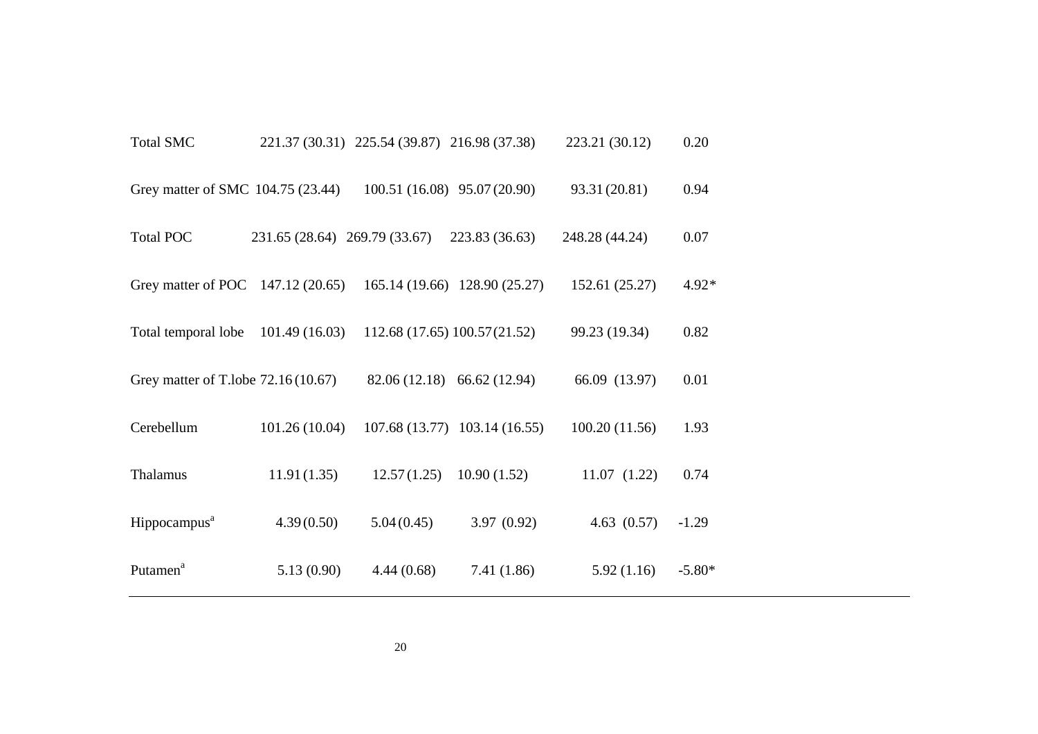| | | | | | |
|---|---|---|---|---|---|
| Total SMC | 221.37 (30.31) | 225.54 (39.87) | 216.98 (37.38) | 223.21 (30.12) | 0.20 |
| Grey matter of SMC | 104.75 (23.44) | 100.51 (16.08) | 95.07 (20.90) | 93.31 (20.81) | 0.94 |
| Total POC | 231.65 (28.64) | 269.79 (33.67) | 223.83 (36.63) | 248.28 (44.24) | 0.07 |
| Grey matter of POC | 147.12 (20.65) | 165.14 (19.66) | 128.90 (25.27) | 152.61 (25.27) | 4.92* |
| Total temporal lobe | 101.49 (16.03) | 112.68 (17.65) | 100.57 (21.52) | 99.23 (19.34) | 0.82 |
| Grey matter of T.lobe | 72.16 (10.67) | 82.06 (12.18) | 66.62 (12.94) | 66.09 (13.97) | 0.01 |
| Cerebellum | 101.26 (10.04) | 107.68 (13.77) | 103.14 (16.55) | 100.20 (11.56) | 1.93 |
| Thalamus | 11.91 (1.35) | 12.57 (1.25) | 10.90 (1.52) | 11.07 (1.22) | 0.74 |
| Hippocampus[a] | 4.39 (0.50) | 5.04 (0.45) | 3.97 (0.92) | 4.63 (0.57) | -1.29 |
| Putamen[a] | 5.13 (0.90) | 4.44 (0.68) | 7.41 (1.86) | 5.92 (1.16) | -5.80* |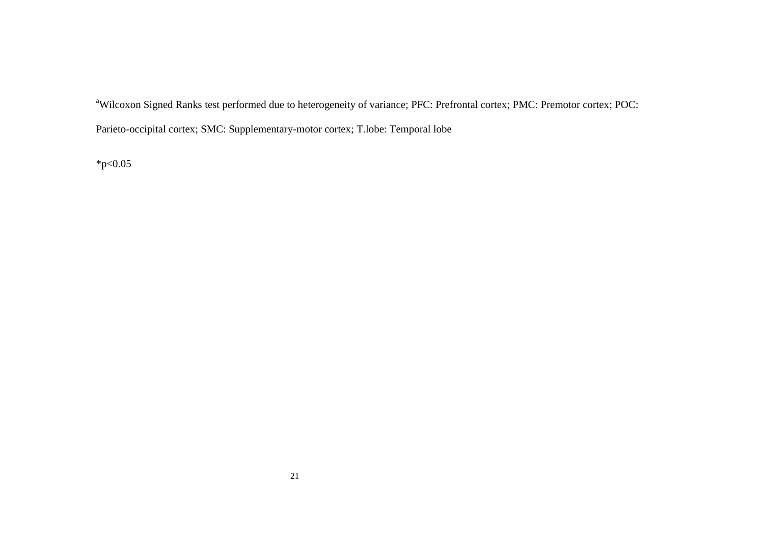[a]Wilcoxon Signed Ranks test performed due to heterogeneity of variance; PFC: Prefrontal cortex; PMC: Premotor cortex; POC: Parieto-occipital cortex; SMC: Supplementary-motor cortex; T.lobe: Temporal lobe

*$p<0.05$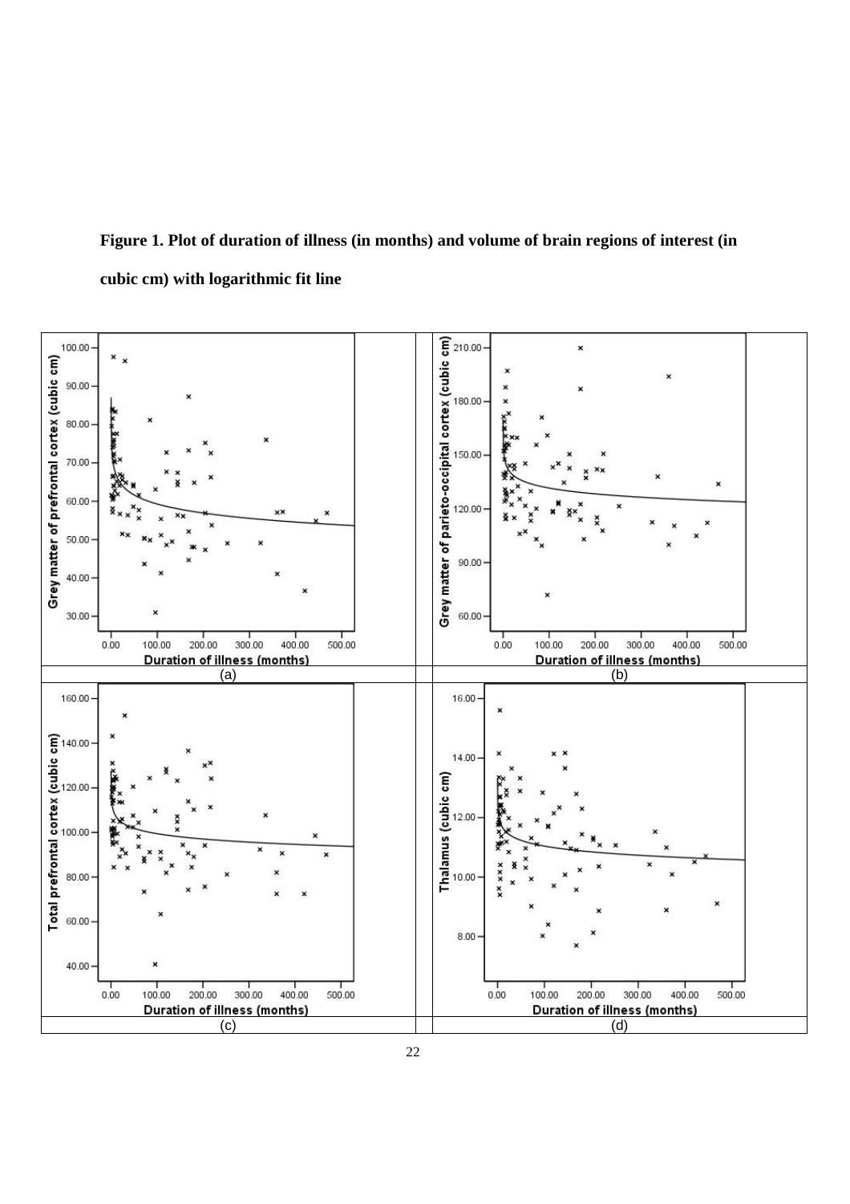**Figure 1. Plot of duration of illness (in months) and volume of brain regions of interest (in cubic cm) with logarithmic fit line**

| (a) | | (b) |
|---|---|---|
| (c) | | (d) |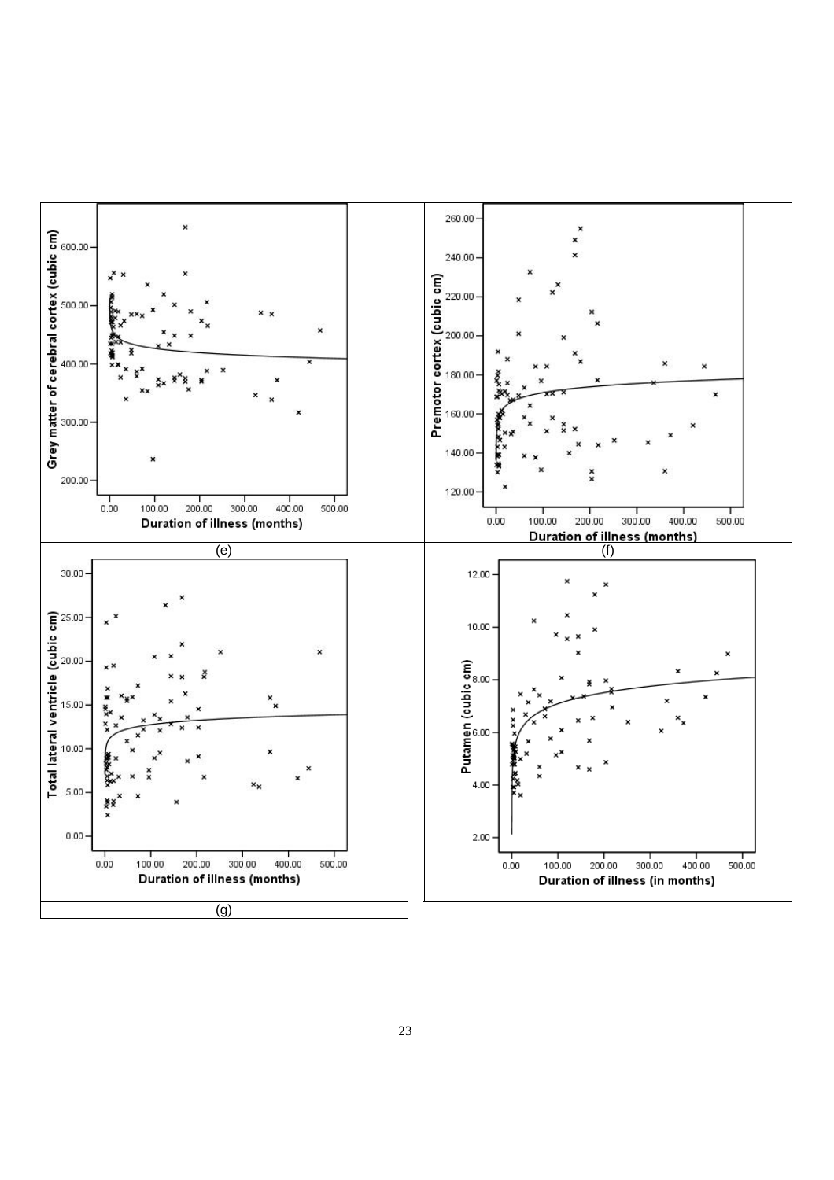Grey matter of cerebral cortex (cubic cm)

600.00
500.00
400.00
300.00
200.00

0.00 100.00 200.00 300.00 400.00 500.00

Duration of illness (months)

(e)

Premotor cortex (cubic cm)

260.00
240.00
220.00
200.00
180.00
160.00
140.00
120.00

0.00 100.00 200.00 300.00 400.00 500.00

Duration of illness (months)

(f)

Total lateral ventricle (cubic cm)

30.00
25.00
20.00
15.00
10.00
5.00
0.00

0.00 100.00 200.00 300.00 400.00 500.00

Duration of illness (months)

(g)

Putamen (cubic cm)

12.00
10.00
8.00
6.00
4.00
2.00

0.00 100.00 200.00 300.00 400.00 500.00

Duration of illness (in months)